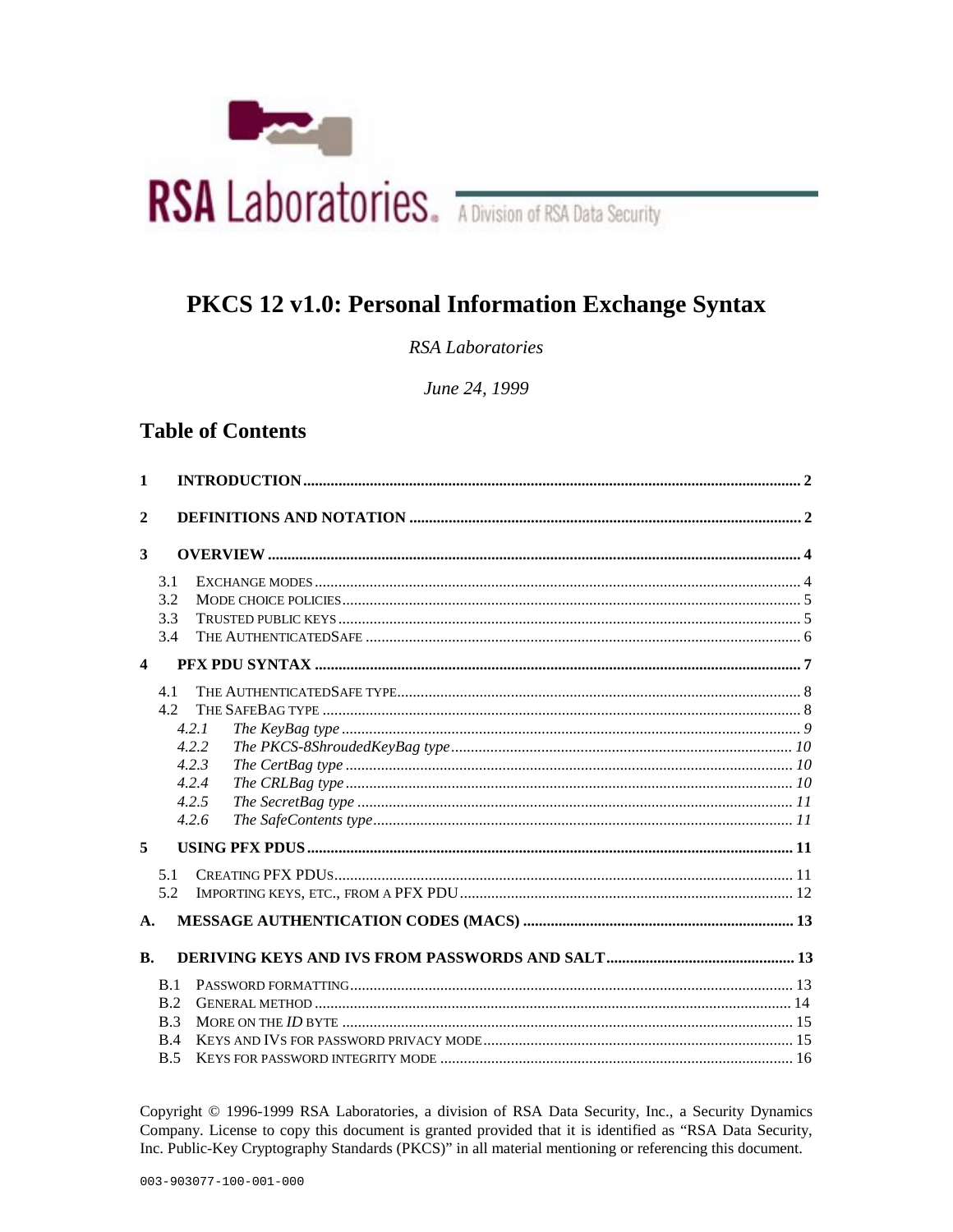RSA Laboratories. A Division of RSA Data Security

# PKCS 12 v1.0: Personal Information Exchange Syntax

*RSA Laboratories*

*June 24, 1999*

## Table of Contents

**1 INTRODUCTION** .......... 2

**2 DEFINITIONS AND NOTATION** .......... 2

**3 OVERVIEW** .......... 4

- 3.1 EXCHANGE MODES .......... 4
- 3.2 MODE CHOICE POLICIES .......... 5
- 3.3 TRUSTED PUBLIC KEYS .......... 5
- 3.4 THE AUTHENTICATEDSAFE .......... 6

**4 PFX PDU SYNTAX** .......... 7

- 4.1 THE AUTHENTICATEDSAFE TYPE .......... 8
- 4.2 THE SAFEBAG TYPE .......... 8
  - *4.2.1 The KeyBag type* .......... *9*
  - *4.2.2 The PKCS-8ShroudedKeyBag type* .......... *10*
  - *4.2.3 The CertBag type* .......... *10*
  - *4.2.4 The CRLBag type* .......... *10*
  - *4.2.5 The SecretBag type* .......... *11*
  - *4.2.6 The SafeContents type* .......... *11*

**5 USING PFX PDUS** .......... 11

- 5.1 CREATING PFX PDUS .......... 11
- 5.2 IMPORTING KEYS, ETC., FROM A PFX PDU .......... 12

**A. MESSAGE AUTHENTICATION CODES (MACS)** .......... 13

**B. DERIVING KEYS AND IVS FROM PASSWORDS AND SALT** .......... 13

- B.1 PASSWORD FORMATTING .......... 13
- B.2 GENERAL METHOD .......... 14
- B.3 MORE ON THE *ID* BYTE .......... 15
- B.4 KEYS AND IVS FOR PASSWORD PRIVACY MODE .......... 15
- B.5 KEYS FOR PASSWORD INTEGRITY MODE .......... 16

Copyright © 1996-1999 RSA Laboratories, a division of RSA Data Security, Inc., a Security Dynamics Company. License to copy this document is granted provided that it is identified as "RSA Data Security, Inc. Public-Key Cryptography Standards (PKCS)" in all material mentioning or referencing this document.

003-903077-100-001-000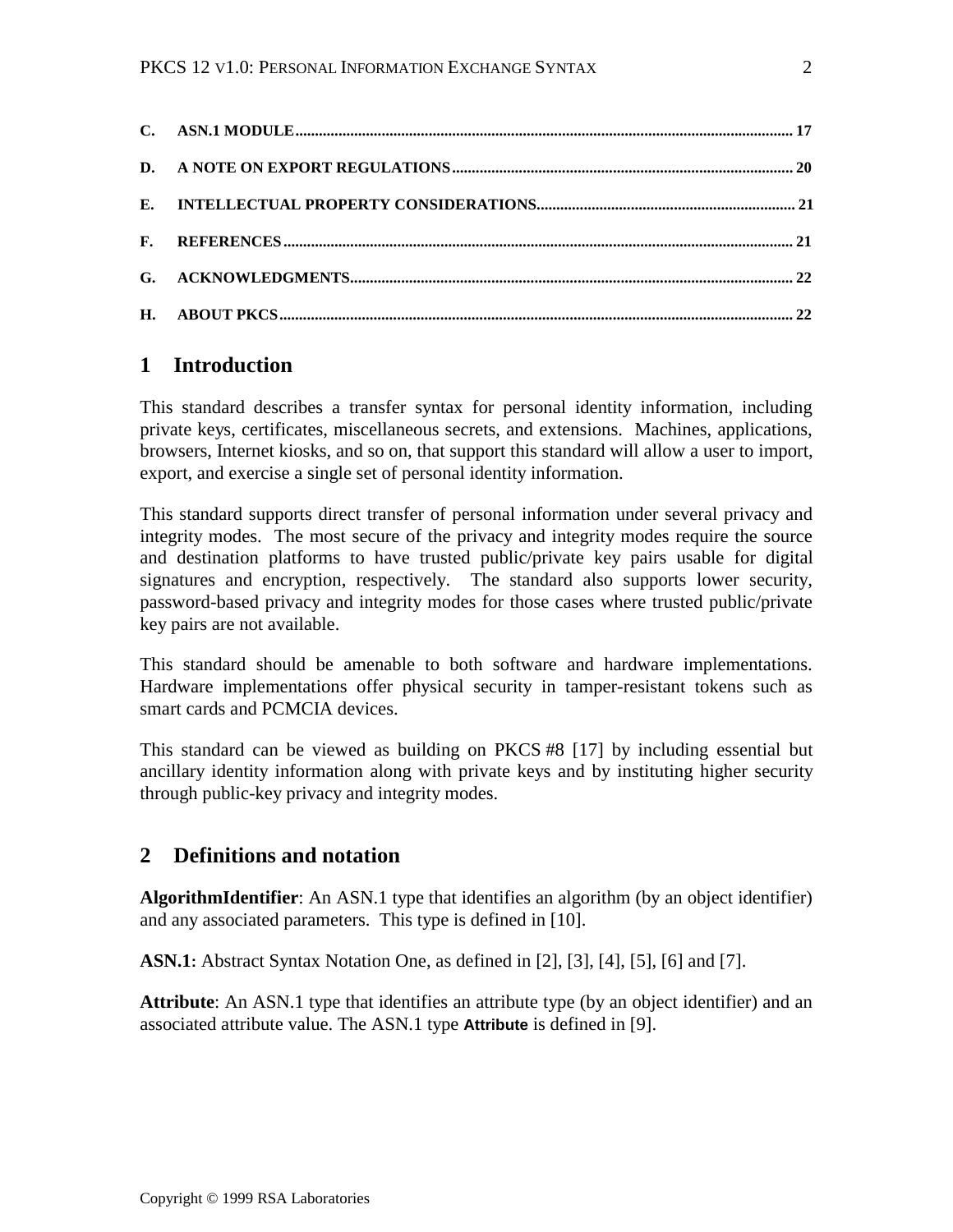C. ASN.1 MODULE ..... 17

D. A NOTE ON EXPORT REGULATIONS ..... 20

E. INTELLECTUAL PROPERTY CONSIDERATIONS ..... 21

F. REFERENCES ..... 21

G. ACKNOWLEDGMENTS ..... 22

H. ABOUT PKCS ..... 22

## 1 Introduction

This standard describes a transfer syntax for personal identity information, including private keys, certificates, miscellaneous secrets, and extensions. Machines, applications, browsers, Internet kiosks, and so on, that support this standard will allow a user to import, export, and exercise a single set of personal identity information.

This standard supports direct transfer of personal information under several privacy and integrity modes. The most secure of the privacy and integrity modes require the source and destination platforms to have trusted public/private key pairs usable for digital signatures and encryption, respectively. The standard also supports lower security, password-based privacy and integrity modes for those cases where trusted public/private key pairs are not available.

This standard should be amenable to both software and hardware implementations. Hardware implementations offer physical security in tamper-resistant tokens such as smart cards and PCMCIA devices.

This standard can be viewed as building on PKCS #8 [17] by including essential but ancillary identity information along with private keys and by instituting higher security through public-key privacy and integrity modes.

## 2 Definitions and notation

**AlgorithmIdentifier**: An ASN.1 type that identifies an algorithm (by an object identifier) and any associated parameters. This type is defined in [10].

**ASN.1**: Abstract Syntax Notation One, as defined in [2], [3], [4], [5], [6] and [7].

**Attribute**: An ASN.1 type that identifies an attribute type (by an object identifier) and an associated attribute value. The ASN.1 type **Attribute** is defined in [9].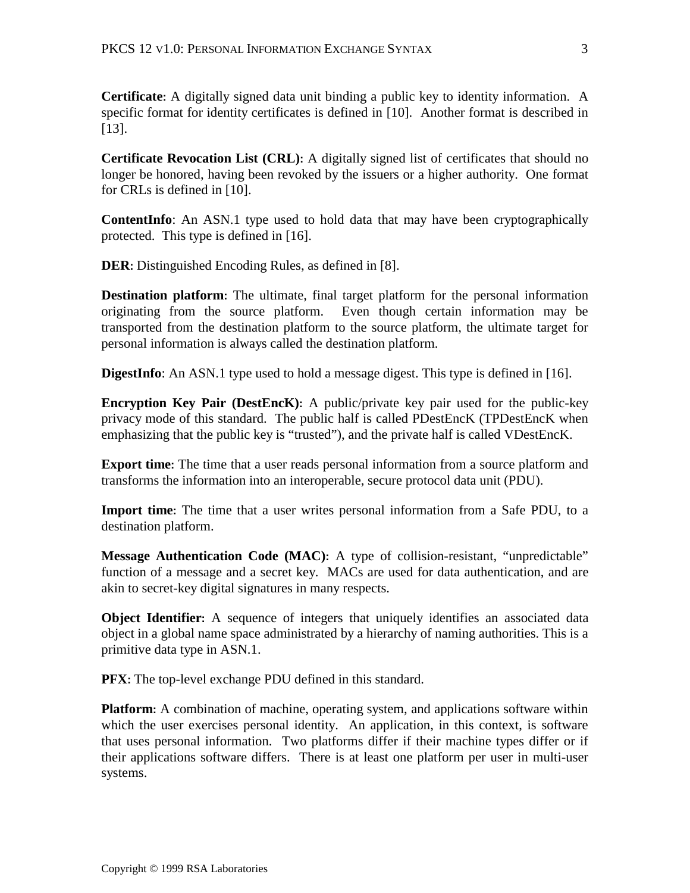**Certificate:** A digitally signed data unit binding a public key to identity information. A specific format for identity certificates is defined in [10]. Another format is described in [13].

**Certificate Revocation List (CRL):** A digitally signed list of certificates that should no longer be honored, having been revoked by the issuers or a higher authority. One format for CRLs is defined in [10].

**ContentInfo**: An ASN.1 type used to hold data that may have been cryptographically protected. This type is defined in [16].

**DER:** Distinguished Encoding Rules, as defined in [8].

**Destination platform:** The ultimate, final target platform for the personal information originating from the source platform. Even though certain information may be transported from the destination platform to the source platform, the ultimate target for personal information is always called the destination platform.

**DigestInfo**: An ASN.1 type used to hold a message digest. This type is defined in [16].

**Encryption Key Pair (DestEncK):** A public/private key pair used for the public-key privacy mode of this standard. The public half is called PDestEncK (TPDestEncK when emphasizing that the public key is "trusted"), and the private half is called VDestEncK.

**Export time:** The time that a user reads personal information from a source platform and transforms the information into an interoperable, secure protocol data unit (PDU).

**Import time:** The time that a user writes personal information from a Safe PDU, to a destination platform.

**Message Authentication Code (MAC):** A type of collision-resistant, "unpredictable" function of a message and a secret key. MACs are used for data authentication, and are akin to secret-key digital signatures in many respects.

**Object Identifier:** A sequence of integers that uniquely identifies an associated data object in a global name space administrated by a hierarchy of naming authorities. This is a primitive data type in ASN.1.

**PFX:** The top-level exchange PDU defined in this standard.

**Platform:** A combination of machine, operating system, and applications software within which the user exercises personal identity. An application, in this context, is software that uses personal information. Two platforms differ if their machine types differ or if their applications software differs. There is at least one platform per user in multi-user systems.

Copyright © 1999 RSA Laboratories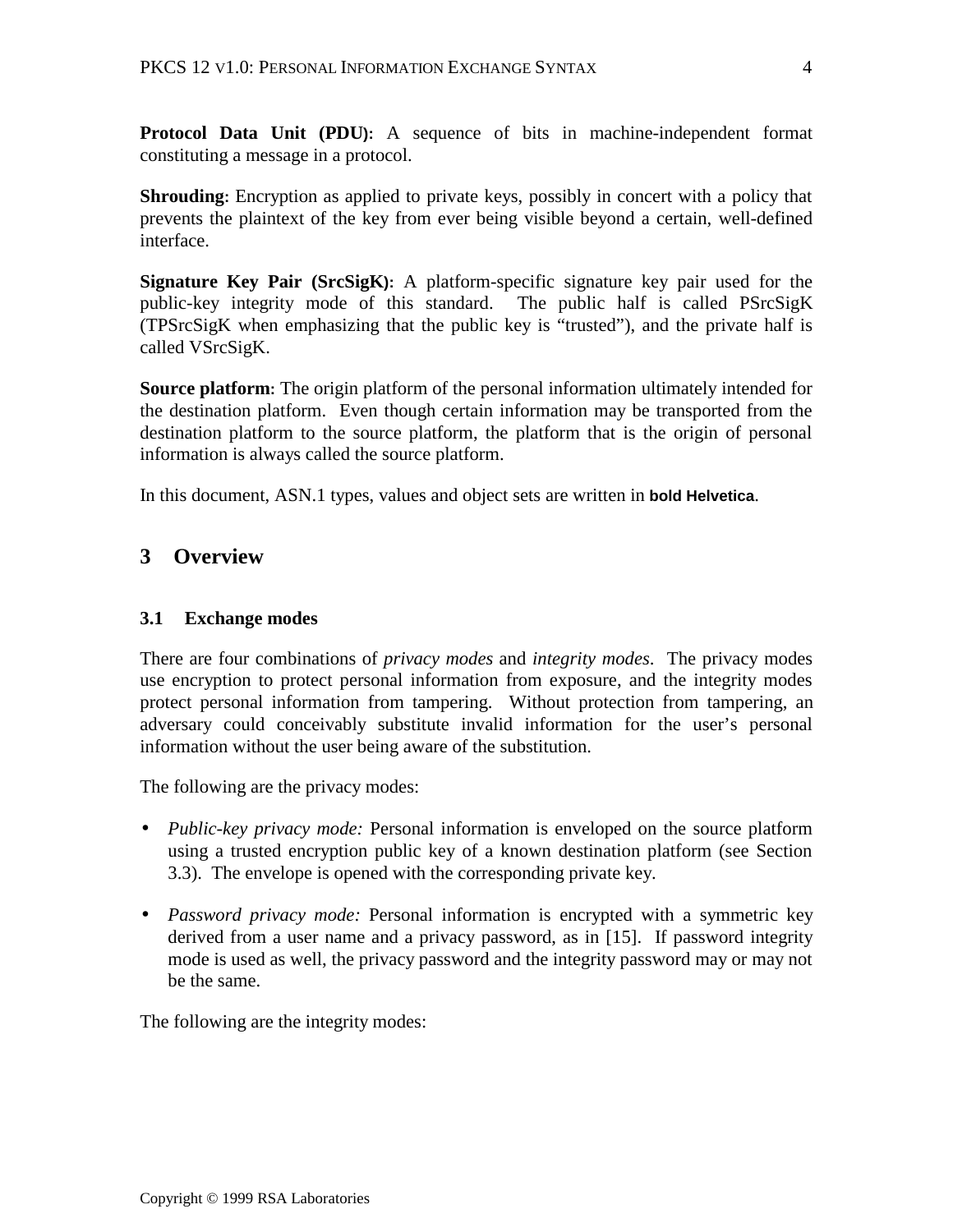**Protocol Data Unit (PDU):** A sequence of bits in machine-independent format constituting a message in a protocol.

**Shrouding:** Encryption as applied to private keys, possibly in concert with a policy that prevents the plaintext of the key from ever being visible beyond a certain, well-defined interface.

**Signature Key Pair (SrcSigK):** A platform-specific signature key pair used for the public-key integrity mode of this standard. The public half is called PSrcSigK (TPSrcSigK when emphasizing that the public key is "trusted"), and the private half is called VSrcSigK.

**Source platform:** The origin platform of the personal information ultimately intended for the destination platform. Even though certain information may be transported from the destination platform to the source platform, the platform that is the origin of personal information is always called the source platform.

In this document, ASN.1 types, values and object sets are written in **bold Helvetica**.

## 3 Overview

### 3.1 Exchange modes

There are four combinations of *privacy modes* and *integrity modes*. The privacy modes use encryption to protect personal information from exposure, and the integrity modes protect personal information from tampering. Without protection from tampering, an adversary could conceivably substitute invalid information for the user's personal information without the user being aware of the substitution.

The following are the privacy modes:

- *Public-key privacy mode:* Personal information is enveloped on the source platform using a trusted encryption public key of a known destination platform (see Section 3.3). The envelope is opened with the corresponding private key.

- *Password privacy mode:* Personal information is encrypted with a symmetric key derived from a user name and a privacy password, as in [15]. If password integrity mode is used as well, the privacy password and the integrity password may or may not be the same.

The following are the integrity modes: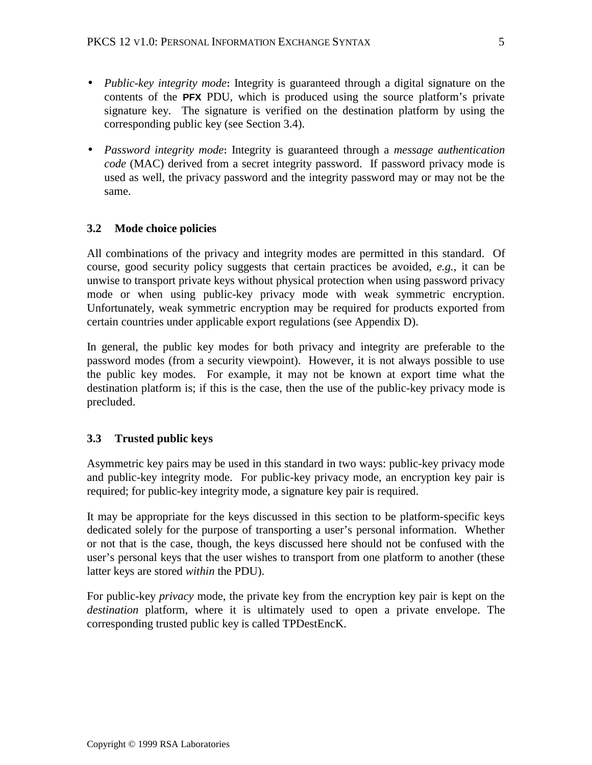- *Public-key integrity mode*: Integrity is guaranteed through a digital signature on the contents of the **PFX** PDU, which is produced using the source platform's private signature key. The signature is verified on the destination platform by using the corresponding public key (see Section 3.4).

- *Password integrity mode*: Integrity is guaranteed through a *message authentication code* (MAC) derived from a secret integrity password. If password privacy mode is used as well, the privacy password and the integrity password may or may not be the same.

### 3.2 Mode choice policies

All combinations of the privacy and integrity modes are permitted in this standard. Of course, good security policy suggests that certain practices be avoided, *e.g.*, it can be unwise to transport private keys without physical protection when using password privacy mode or when using public-key privacy mode with weak symmetric encryption. Unfortunately, weak symmetric encryption may be required for products exported from certain countries under applicable export regulations (see Appendix D).

In general, the public key modes for both privacy and integrity are preferable to the password modes (from a security viewpoint). However, it is not always possible to use the public key modes. For example, it may not be known at export time what the destination platform is; if this is the case, then the use of the public-key privacy mode is precluded.

### 3.3 Trusted public keys

Asymmetric key pairs may be used in this standard in two ways: public-key privacy mode and public-key integrity mode. For public-key privacy mode, an encryption key pair is required; for public-key integrity mode, a signature key pair is required.

It may be appropriate for the keys discussed in this section to be platform-specific keys dedicated solely for the purpose of transporting a user's personal information. Whether or not that is the case, though, the keys discussed here should not be confused with the user's personal keys that the user wishes to transport from one platform to another (these latter keys are stored *within* the PDU).

For public-key *privacy* mode, the private key from the encryption key pair is kept on the *destination* platform, where it is ultimately used to open a private envelope. The corresponding trusted public key is called TPDestEncK.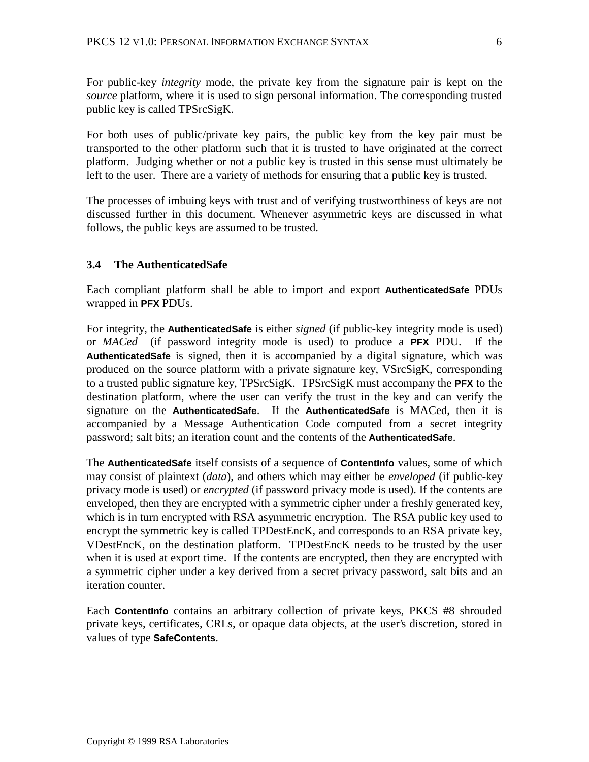For public-key *integrity* mode, the private key from the signature pair is kept on the *source* platform, where it is used to sign personal information. The corresponding trusted public key is called TPSrcSigK.

For both uses of public/private key pairs, the public key from the key pair must be transported to the other platform such that it is trusted to have originated at the correct platform. Judging whether or not a public key is trusted in this sense must ultimately be left to the user. There are a variety of methods for ensuring that a public key is trusted.

The processes of imbuing keys with trust and of verifying trustworthiness of keys are not discussed further in this document. Whenever asymmetric keys are discussed in what follows, the public keys are assumed to be trusted.

### 3.4 The AuthenticatedSafe

Each compliant platform shall be able to import and export **AuthenticatedSafe** PDUs wrapped in **PFX** PDUs.

For integrity, the **AuthenticatedSafe** is either *signed* (if public-key integrity mode is used) or *MACed* (if password integrity mode is used) to produce a **PFX** PDU. If the **AuthenticatedSafe** is signed, then it is accompanied by a digital signature, which was produced on the source platform with a private signature key, VSrcSigK, corresponding to a trusted public signature key, TPSrcSigK. TPSrcSigK must accompany the **PFX** to the destination platform, where the user can verify the trust in the key and can verify the signature on the **AuthenticatedSafe**. If the **AuthenticatedSafe** is MACed, then it is accompanied by a Message Authentication Code computed from a secret integrity password; salt bits; an iteration count and the contents of the **AuthenticatedSafe**.

The **AuthenticatedSafe** itself consists of a sequence of **ContentInfo** values, some of which may consist of plaintext (*data*), and others which may either be *enveloped* (if public-key privacy mode is used) or *encrypted* (if password privacy mode is used). If the contents are enveloped, then they are encrypted with a symmetric cipher under a freshly generated key, which is in turn encrypted with RSA asymmetric encryption. The RSA public key used to encrypt the symmetric key is called TPDestEncK, and corresponds to an RSA private key, VDestEncK, on the destination platform. TPDestEncK needs to be trusted by the user when it is used at export time. If the contents are encrypted, then they are encrypted with a symmetric cipher under a key derived from a secret privacy password, salt bits and an iteration counter.

Each **ContentInfo** contains an arbitrary collection of private keys, PKCS #8 shrouded private keys, certificates, CRLs, or opaque data objects, at the user's discretion, stored in values of type **SafeContents**.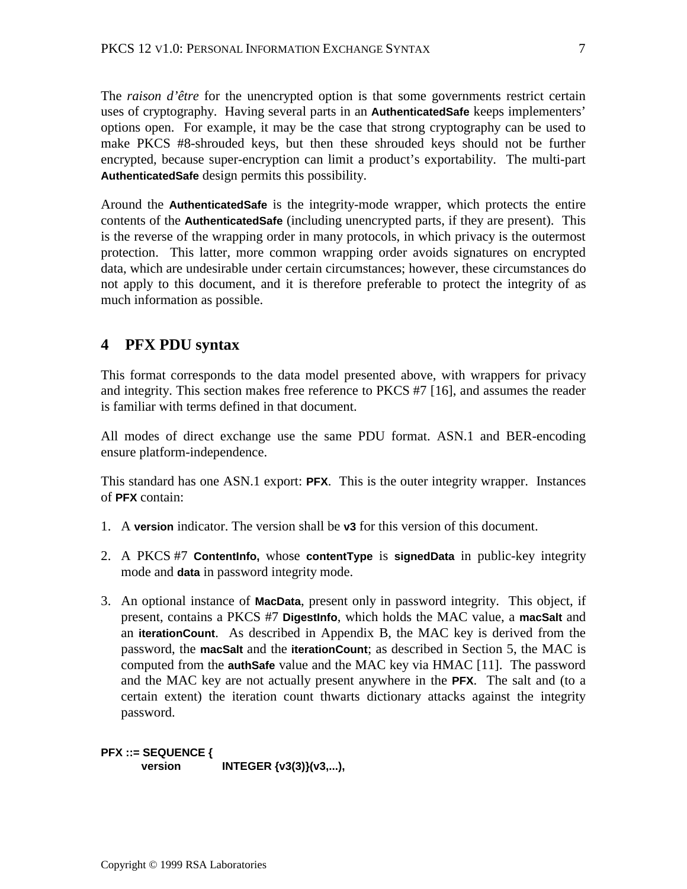The *raison d'être* for the unencrypted option is that some governments restrict certain uses of cryptography. Having several parts in an **AuthenticatedSafe** keeps implementers' options open. For example, it may be the case that strong cryptography can be used to make PKCS #8-shrouded keys, but then these shrouded keys should not be further encrypted, because super-encryption can limit a product's exportability. The multi-part **AuthenticatedSafe** design permits this possibility.

Around the **AuthenticatedSafe** is the integrity-mode wrapper, which protects the entire contents of the **AuthenticatedSafe** (including unencrypted parts, if they are present). This is the reverse of the wrapping order in many protocols, in which privacy is the outermost protection. This latter, more common wrapping order avoids signatures on encrypted data, which are undesirable under certain circumstances; however, these circumstances do not apply to this document, and it is therefore preferable to protect the integrity of as much information as possible.

## 4 PFX PDU syntax

This format corresponds to the data model presented above, with wrappers for privacy and integrity. This section makes free reference to PKCS #7 [16], and assumes the reader is familiar with terms defined in that document.

All modes of direct exchange use the same PDU format. ASN.1 and BER-encoding ensure platform-independence.

This standard has one ASN.1 export: **PFX**. This is the outer integrity wrapper. Instances of **PFX** contain:

1. A **version** indicator. The version shall be **v3** for this version of this document.
2. A PKCS #7 **ContentInfo,** whose **contentType** is **signedData** in public-key integrity mode and **data** in password integrity mode.
3. An optional instance of **MacData**, present only in password integrity. This object, if present, contains a PKCS #7 **DigestInfo**, which holds the MAC value, a **macSalt** and an **iterationCount**. As described in Appendix B, the MAC key is derived from the password, the **macSalt** and the **iterationCount**; as described in Section 5, the MAC is computed from the **authSafe** value and the MAC key via HMAC [11]. The password and the MAC key are not actually present anywhere in the **PFX**. The salt and (to a certain extent) the iteration count thwarts dictionary attacks against the integrity password.

```
PFX ::= SEQUENCE {
        version         INTEGER {v3(3)}(v3,...),
```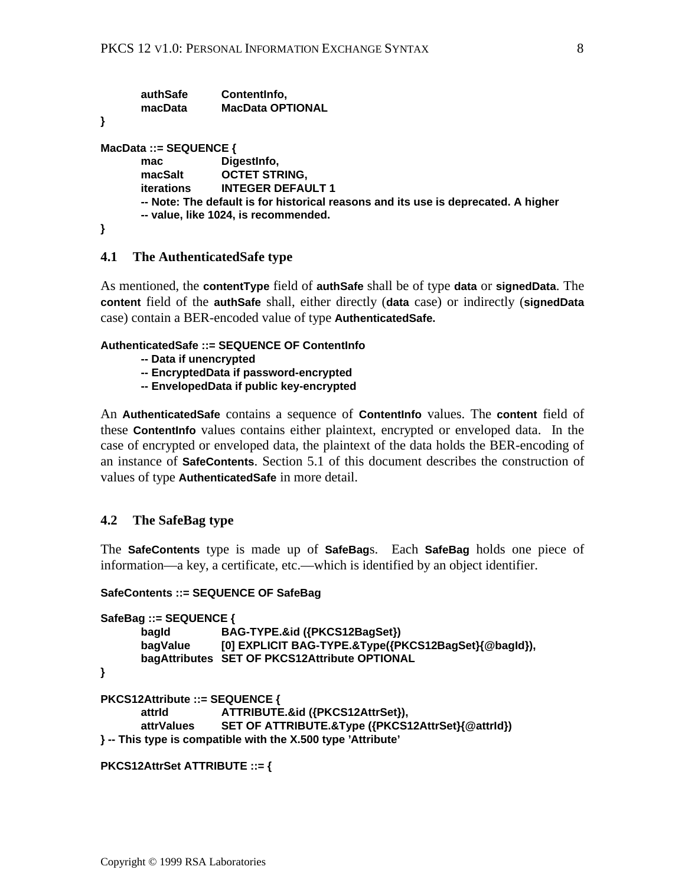```
        authSafe        ContentInfo,
        macData         MacData OPTIONAL
}

MacData ::= SEQUENCE {
        mac             DigestInfo,
        macSalt         OCTET STRING,
        iterations      INTEGER DEFAULT 1
        -- Note: The default is for historical reasons and its use is deprecated. A higher
        -- value, like 1024, is recommended.
}
```

## 4.1 The AuthenticatedSafe type

As mentioned, the **contentType** field of **authSafe** shall be of type **data** or **signedData**. The **content** field of the **authSafe** shall, either directly (**data** case) or indirectly (**signedData** case) contain a BER-encoded value of type **AuthenticatedSafe.**

```
AuthenticatedSafe ::= SEQUENCE OF ContentInfo
        -- Data if unencrypted
        -- EncryptedData if password-encrypted
        -- EnvelopedData if public key-encrypted
```

An **AuthenticatedSafe** contains a sequence of **ContentInfo** values. The **content** field of these **ContentInfo** values contains either plaintext, encrypted or enveloped data. In the case of encrypted or enveloped data, the plaintext of the data holds the BER-encoding of an instance of **SafeContents**. Section 5.1 of this document describes the construction of values of type **AuthenticatedSafe** in more detail.

## 4.2 The SafeBag type

The **SafeContents** type is made up of **SafeBag**s. Each **SafeBag** holds one piece of information—a key, a certificate, etc.—which is identified by an object identifier.

```
SafeContents ::= SEQUENCE OF SafeBag

SafeBag ::= SEQUENCE {
        bagId           BAG-TYPE.&id ({PKCS12BagSet})
        bagValue        [0] EXPLICIT BAG-TYPE.&Type({PKCS12BagSet}{@bagId}),
        bagAttributes   SET OF PKCS12Attribute OPTIONAL
}

PKCS12Attribute ::= SEQUENCE {
        attrId          ATTRIBUTE.&id ({PKCS12AttrSet}),
        attrValues      SET OF ATTRIBUTE.&Type ({PKCS12AttrSet}{@attrId})
} -- This type is compatible with the X.500 type 'Attribute'

PKCS12AttrSet ATTRIBUTE ::= {
```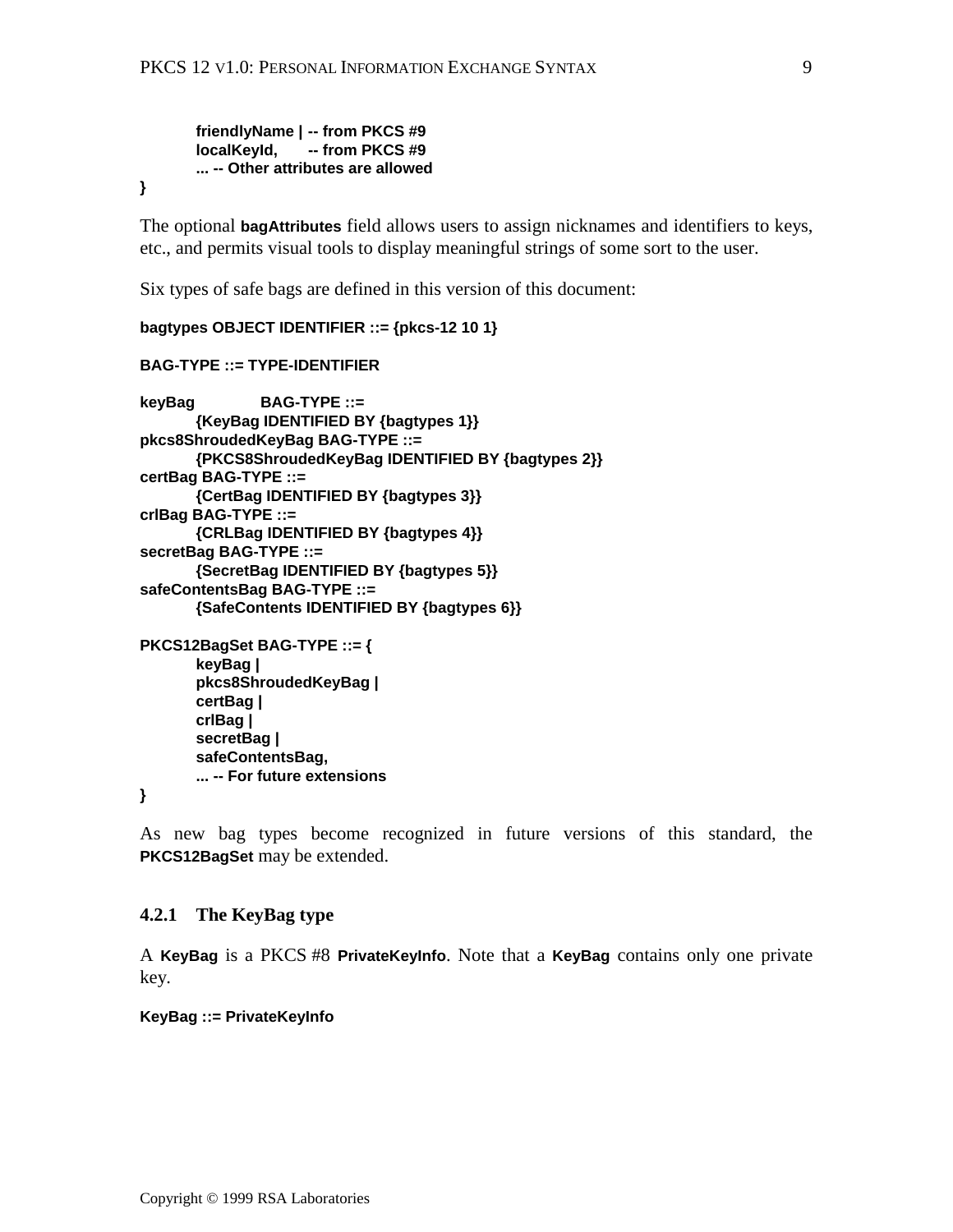```
        friendlyName | -- from PKCS #9
        localKeyId,     -- from PKCS #9
        ... -- Other attributes are allowed
}
```

The optional **bagAttributes** field allows users to assign nicknames and identifiers to keys, etc., and permits visual tools to display meaningful strings of some sort to the user.

Six types of safe bags are defined in this version of this document:

```
bagtypes OBJECT IDENTIFIER ::= {pkcs-12 10 1}

BAG-TYPE ::= TYPE-IDENTIFIER

keyBag          BAG-TYPE ::=
        {KeyBag IDENTIFIED BY {bagtypes 1}}
pkcs8ShroudedKeyBag BAG-TYPE ::=
        {PKCS8ShroudedKeyBag IDENTIFIED BY {bagtypes 2}}
certBag BAG-TYPE ::=
        {CertBag IDENTIFIED BY {bagtypes 3}}
crlBag BAG-TYPE ::=
        {CRLBag IDENTIFIED BY {bagtypes 4}}
secretBag BAG-TYPE ::=
        {SecretBag IDENTIFIED BY {bagtypes 5}}
safeContentsBag BAG-TYPE ::=
        {SafeContents IDENTIFIED BY {bagtypes 6}}

PKCS12BagSet BAG-TYPE ::= {
        keyBag |
        pkcs8ShroudedKeyBag |
        certBag |
        crlBag |
        secretBag |
        safeContentsBag,
        ... -- For future extensions
}
```

As new bag types become recognized in future versions of this standard, the **PKCS12BagSet** may be extended.

### 4.2.1 The KeyBag type

A **KeyBag** is a PKCS #8 **PrivateKeyInfo**. Note that a **KeyBag** contains only one private key.

```
KeyBag ::= PrivateKeyInfo
```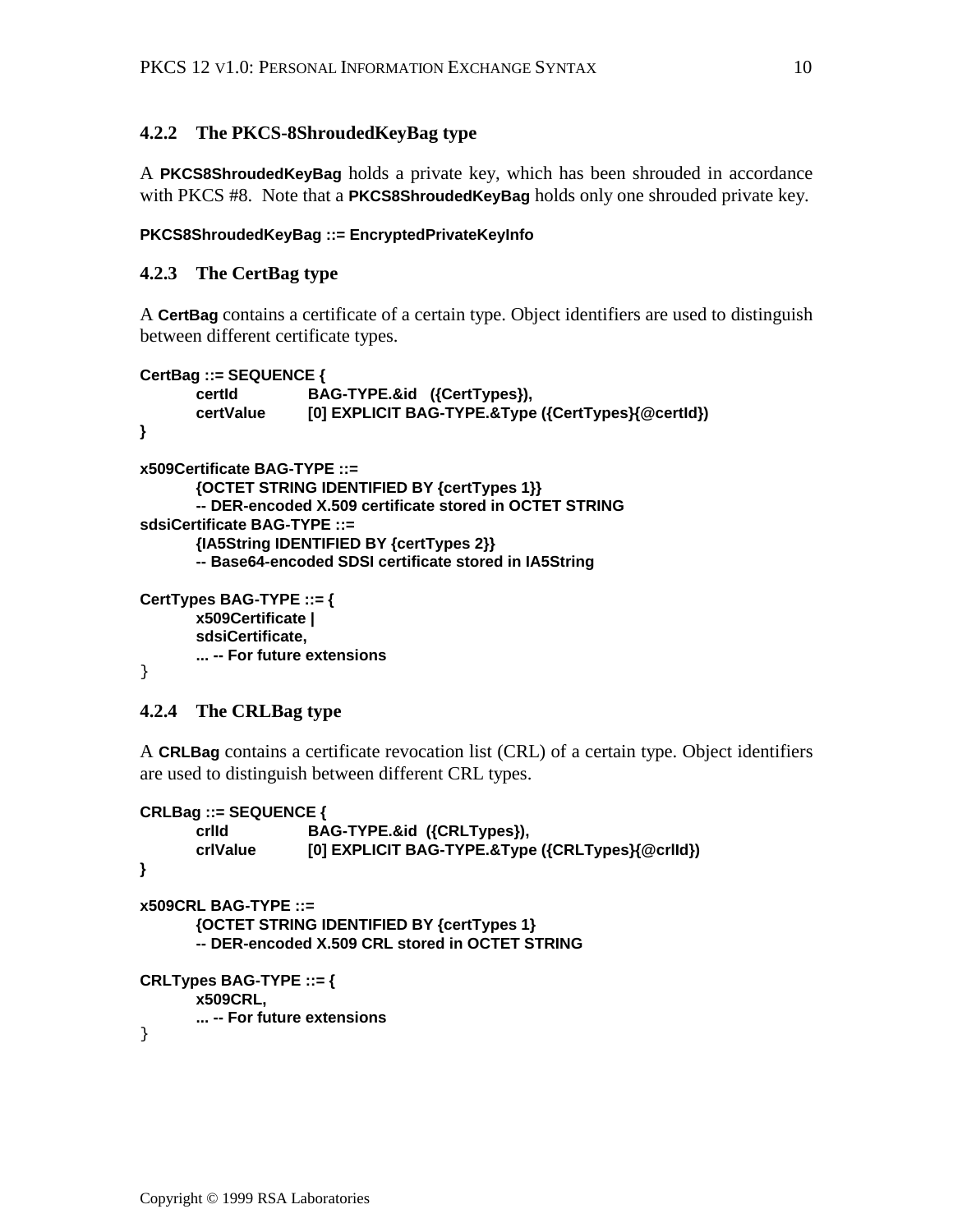### 4.2.2 The PKCS-8ShroudedKeyBag type

A **PKCS8ShroudedKeyBag** holds a private key, which has been shrouded in accordance with PKCS #8. Note that a **PKCS8ShroudedKeyBag** holds only one shrouded private key.

```
PKCS8ShroudedKeyBag ::= EncryptedPrivateKeyInfo
```

### 4.2.3 The CertBag type

A **CertBag** contains a certificate of a certain type. Object identifiers are used to distinguish between different certificate types.

```
CertBag ::= SEQUENCE {
        certId          BAG-TYPE.&id   ({CertTypes}),
        certValue       [0] EXPLICIT BAG-TYPE.&Type ({CertTypes}{@certId})
}

x509Certificate BAG-TYPE ::=
        {OCTET STRING IDENTIFIED BY {certTypes 1}}
        -- DER-encoded X.509 certificate stored in OCTET STRING
sdsiCertificate BAG-TYPE ::=
        {IA5String IDENTIFIED BY {certTypes 2}}
        -- Base64-encoded SDSI certificate stored in IA5String

CertTypes BAG-TYPE ::= {
        x509Certificate |
        sdsiCertificate,
        ... -- For future extensions
}
```

### 4.2.4 The CRLBag type

A **CRLBag** contains a certificate revocation list (CRL) of a certain type. Object identifiers are used to distinguish between different CRL types.

```
CRLBag ::= SEQUENCE {
        crlId           BAG-TYPE.&id  ({CRLTypes}),
        crlValue        [0] EXPLICIT BAG-TYPE.&Type ({CRLTypes}{@crlId})
}

x509CRL BAG-TYPE ::=
        {OCTET STRING IDENTIFIED BY {certTypes 1}
        -- DER-encoded X.509 CRL stored in OCTET STRING

CRLTypes BAG-TYPE ::= {
        x509CRL,
        ... -- For future extensions
}
```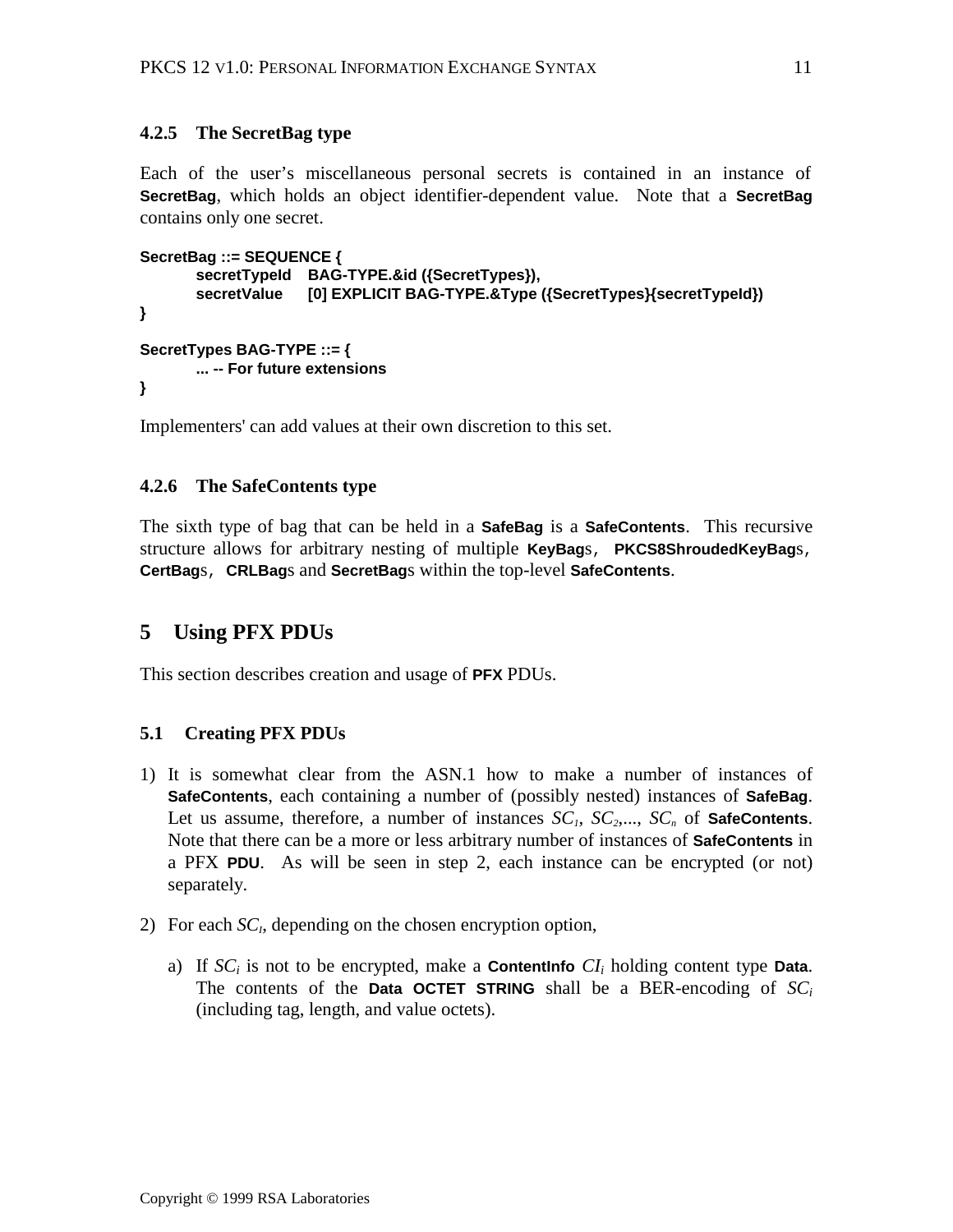### 4.2.5 The SecretBag type

Each of the user's miscellaneous personal secrets is contained in an instance of **SecretBag**, which holds an object identifier-dependent value. Note that a **SecretBag** contains only one secret.

```
SecretBag ::= SEQUENCE {
        secretTypeId   BAG-TYPE.&id ({SecretTypes}),
        secretValue    [0] EXPLICIT BAG-TYPE.&Type ({SecretTypes}{secretTypeId})
}

SecretTypes BAG-TYPE ::= {
        ... -- For future extensions
}
```

Implementers' can add values at their own discretion to this set.

### 4.2.6 The SafeContents type

The sixth type of bag that can be held in a **SafeBag** is a **SafeContents**. This recursive structure allows for arbitrary nesting of multiple **KeyBag**s, **PKCS8ShroudedKeyBag**s, **CertBag**s, **CRLBag**s and **SecretBag**s within the top-level **SafeContents**.

# 5 Using PFX PDUs

This section describes creation and usage of **PFX** PDUs.

## 5.1 Creating PFX PDUs

1) It is somewhat clear from the ASN.1 how to make a number of instances of **SafeContents**, each containing a number of (possibly nested) instances of **SafeBag**. Let us assume, therefore, a number of instances $SC_1$, $SC_2$,..., $SC_n$ of **SafeContents**. Note that there can be a more or less arbitrary number of instances of **SafeContents** in a PFX **PDU**. As will be seen in step 2, each instance can be encrypted (or not) separately.

2) For each $SC_I$, depending on the chosen encryption option,

   a) If $SC_i$ is not to be encrypted, make a **ContentInfo** $CI_i$ holding content type **Data**. The contents of the **Data OCTET STRING** shall be a BER-encoding of $SC_i$ (including tag, length, and value octets).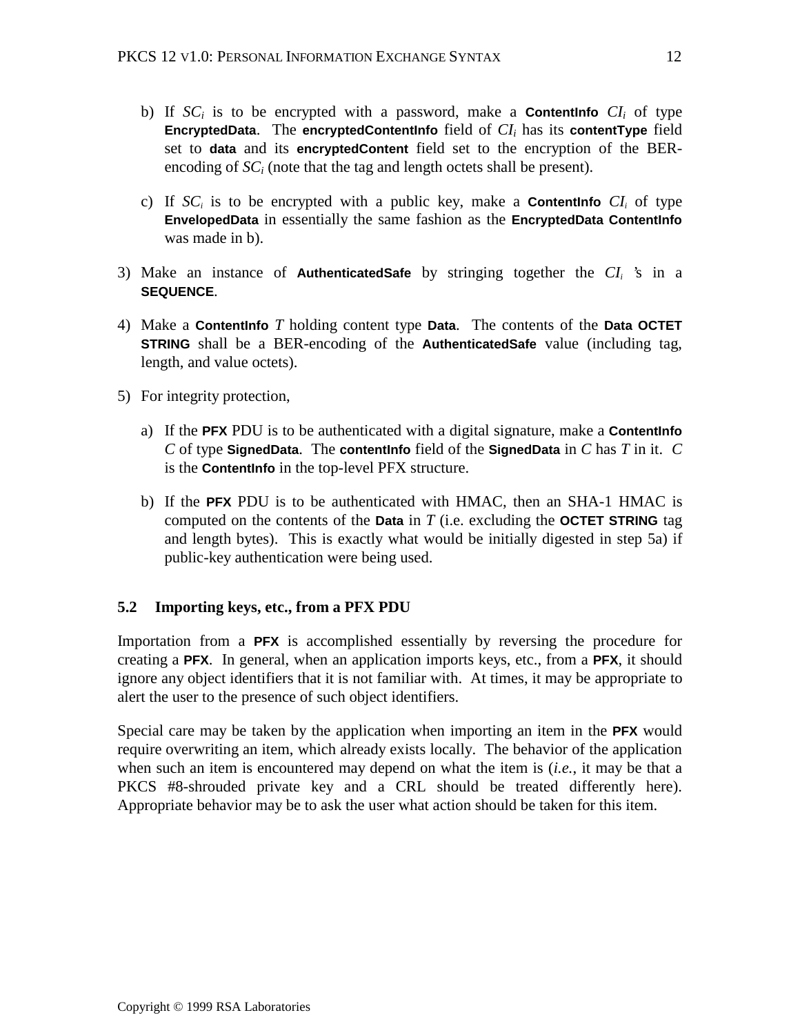b) If $SC_i$ is to be encrypted with a password, make a **ContentInfo** $CI_i$ of type **EncryptedData**. The **encryptedContentInfo** field of $CI_i$ has its **contentType** field set to **data** and its **encryptedContent** field set to the encryption of the BER-encoding of $SC_i$ (note that the tag and length octets shall be present).

c) If $SC_i$ is to be encrypted with a public key, make a **ContentInfo** $CI_i$ of type **EnvelopedData** in essentially the same fashion as the **EncryptedData ContentInfo** was made in b).

3) Make an instance of **AuthenticatedSafe** by stringing together the $CI_i$ 's in a **SEQUENCE**.

4) Make a **ContentInfo** $T$ holding content type **Data**. The contents of the **Data OCTET STRING** shall be a BER-encoding of the **AuthenticatedSafe** value (including tag, length, and value octets).

5) For integrity protection,

a) If the **PFX** PDU is to be authenticated with a digital signature, make a **ContentInfo** $C$ of type **SignedData**. The **contentInfo** field of the **SignedData** in $C$ has $T$ in it. $C$ is the **ContentInfo** in the top-level PFX structure.

b) If the **PFX** PDU is to be authenticated with HMAC, then an SHA-1 HMAC is computed on the contents of the **Data** in $T$ (i.e. excluding the **OCTET STRING** tag and length bytes). This is exactly what would be initially digested in step 5a) if public-key authentication were being used.

## 5.2 Importing keys, etc., from a PFX PDU

Importation from a **PFX** is accomplished essentially by reversing the procedure for creating a **PFX**. In general, when an application imports keys, etc., from a **PFX**, it should ignore any object identifiers that it is not familiar with. At times, it may be appropriate to alert the user to the presence of such object identifiers.

Special care may be taken by the application when importing an item in the **PFX** would require overwriting an item, which already exists locally. The behavior of the application when such an item is encountered may depend on what the item is (*i.e.*, it may be that a PKCS #8-shrouded private key and a CRL should be treated differently here). Appropriate behavior may be to ask the user what action should be taken for this item.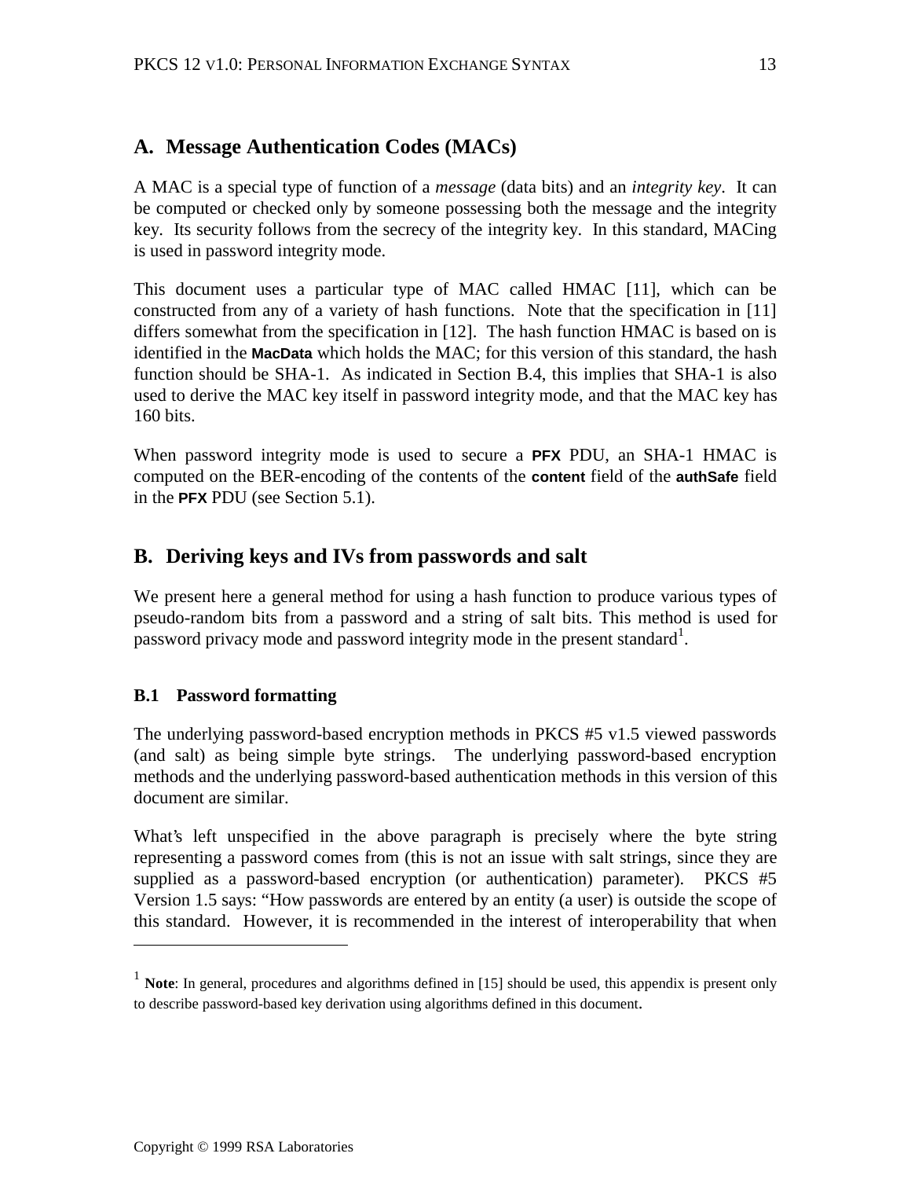## A. Message Authentication Codes (MACs)

A MAC is a special type of function of a *message* (data bits) and an *integrity key*. It can be computed or checked only by someone possessing both the message and the integrity key. Its security follows from the secrecy of the integrity key. In this standard, MACing is used in password integrity mode.

This document uses a particular type of MAC called HMAC [11], which can be constructed from any of a variety of hash functions. Note that the specification in [11] differs somewhat from the specification in [12]. The hash function HMAC is based on is identified in the **MacData** which holds the MAC; for this version of this standard, the hash function should be SHA-1. As indicated in Section B.4, this implies that SHA-1 is also used to derive the MAC key itself in password integrity mode, and that the MAC key has 160 bits.

When password integrity mode is used to secure a **PFX** PDU, an SHA-1 HMAC is computed on the BER-encoding of the contents of the **content** field of the **authSafe** field in the **PFX** PDU (see Section 5.1).

## B. Deriving keys and IVs from passwords and salt

We present here a general method for using a hash function to produce various types of pseudo-random bits from a password and a string of salt bits. This method is used for password privacy mode and password integrity mode in the present standard[1].

### B.1 Password formatting

The underlying password-based encryption methods in PKCS #5 v1.5 viewed passwords (and salt) as being simple byte strings. The underlying password-based encryption methods and the underlying password-based authentication methods in this version of this document are similar.

What's left unspecified in the above paragraph is precisely where the byte string representing a password comes from (this is not an issue with salt strings, since they are supplied as a password-based encryption (or authentication) parameter). PKCS #5 Version 1.5 says: "How passwords are entered by an entity (a user) is outside the scope of this standard. However, it is recommended in the interest of interoperability that when

---

[1] **Note**: In general, procedures and algorithms defined in [15] should be used, this appendix is present only to describe password-based key derivation using algorithms defined in this document.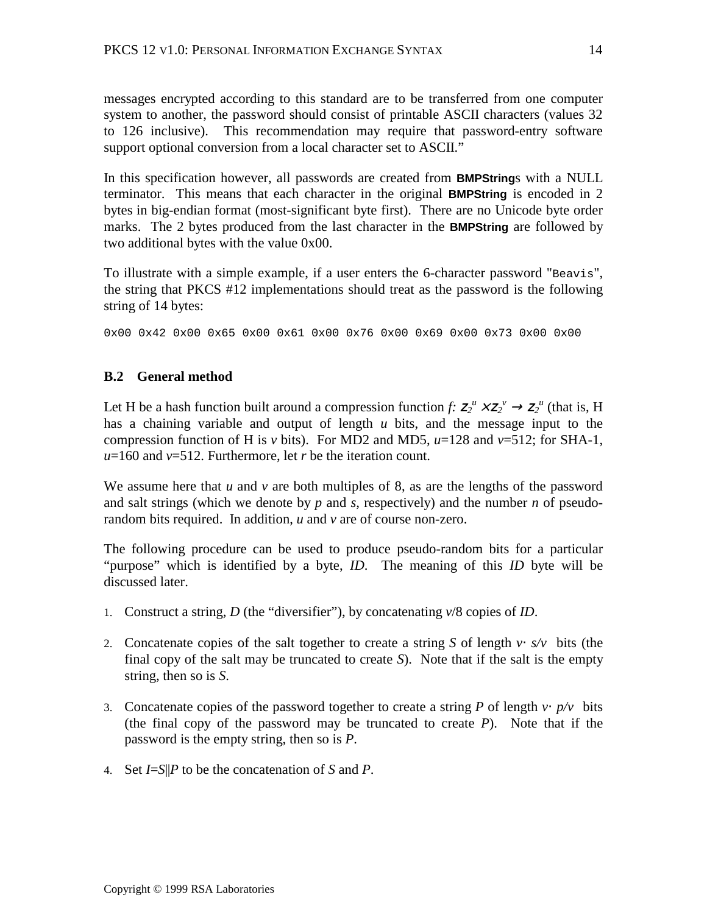messages encrypted according to this standard are to be transferred from one computer system to another, the password should consist of printable ASCII characters (values 32 to 126 inclusive). This recommendation may require that password-entry software support optional conversion from a local character set to ASCII."

In this specification however, all passwords are created from **BMPString**s with a NULL terminator. This means that each character in the original **BMPString** is encoded in 2 bytes in big-endian format (most-significant byte first). There are no Unicode byte order marks. The 2 bytes produced from the last character in the **BMPString** are followed by two additional bytes with the value 0x00.

To illustrate with a simple example, if a user enters the 6-character password "`Beavis`", the string that PKCS #12 implementations should treat as the password is the following string of 14 bytes:

```
0x00 0x42 0x00 0x65 0x00 0x61 0x00 0x76 0x00 0x69 0x00 0x73 0x00 0x00
```

### B.2 General method

Let H be a hash function built around a compression function $f: Z_2^u \times Z_2^v \rightarrow Z_2^u$ (that is, H has a chaining variable and output of length $u$ bits, and the message input to the compression function of H is $v$ bits). For MD2 and MD5, $u$=128 and $v$=512; for SHA-1, $u$=160 and $v$=512. Furthermore, let $r$ be the iteration count.

We assume here that $u$ and $v$ are both multiples of 8, as are the lengths of the password and salt strings (which we denote by $p$ and $s$, respectively) and the number $n$ of pseudo-random bits required. In addition, $u$ and $v$ are of course non-zero.

The following procedure can be used to produce pseudo-random bits for a particular "purpose" which is identified by a byte, *ID*. The meaning of this *ID* byte will be discussed later.

1. Construct a string, *D* (the "diversifier"), by concatenating $v/8$ copies of *ID*.
2. Concatenate copies of the salt together to create a string *S* of length $v \cdot \lceil s/v \rceil$ bits (the final copy of the salt may be truncated to create *S*). Note that if the salt is the empty string, then so is *S*.
3. Concatenate copies of the password together to create a string *P* of length $v \cdot \lceil p/v \rceil$ bits (the final copy of the password may be truncated to create *P*). Note that if the password is the empty string, then so is *P*.
4. Set $I=S||P$ to be the concatenation of *S* and *P*.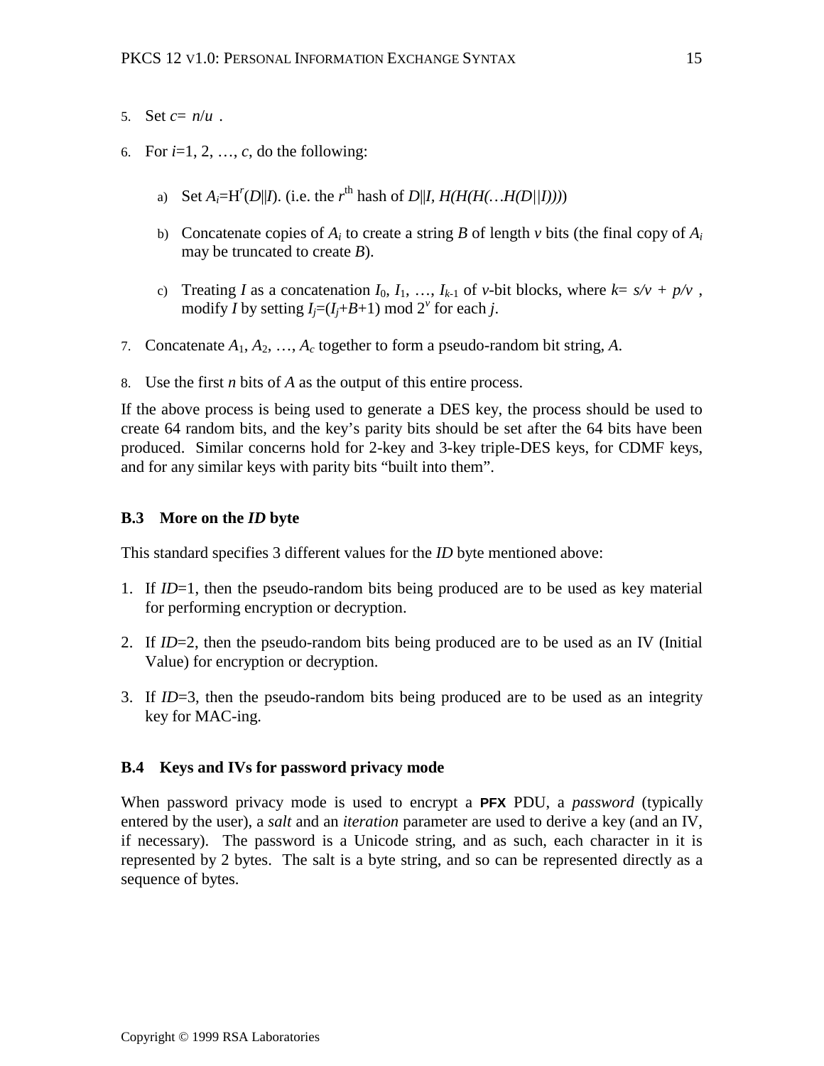5. Set $c = \lceil n/u \rceil$.

6. For $i$=1, 2, …, $c$, do the following:

   a) Set $A_i = H^r(D||I)$. (i.e. the $r^{th}$ hash of $D||I$, $H(H(H(\ldots H(D||I))))$)

   b) Concatenate copies of $A_i$ to create a string $B$ of length $v$ bits (the final copy of $A_i$ may be truncated to create $B$).

   c) Treating $I$ as a concatenation $I_0, I_1, \ldots, I_{k-1}$ of $v$-bit blocks, where $k = \lceil s/v \rceil + \lceil p/v \rceil$, modify $I$ by setting $I_j = (I_j + B + 1) \bmod 2^v$ for each $j$.

7. Concatenate $A_1, A_2, \ldots, A_c$ together to form a pseudo-random bit string, $A$.

8. Use the first $n$ bits of $A$ as the output of this entire process.

If the above process is being used to generate a DES key, the process should be used to create 64 random bits, and the key's parity bits should be set after the 64 bits have been produced. Similar concerns hold for 2-key and 3-key triple-DES keys, for CDMF keys, and for any similar keys with parity bits "built into them".

### B.3 More on the *ID* byte

This standard specifies 3 different values for the *ID* byte mentioned above:

1. If *ID*=1, then the pseudo-random bits being produced are to be used as key material for performing encryption or decryption.

2. If *ID*=2, then the pseudo-random bits being produced are to be used as an IV (Initial Value) for encryption or decryption.

3. If *ID*=3, then the pseudo-random bits being produced are to be used as an integrity key for MAC-ing.

### B.4 Keys and IVs for password privacy mode

When password privacy mode is used to encrypt a **PFX** PDU, a *password* (typically entered by the user), a *salt* and an *iteration* parameter are used to derive a key (and an IV, if necessary). The password is a Unicode string, and as such, each character in it is represented by 2 bytes. The salt is a byte string, and so can be represented directly as a sequence of bytes.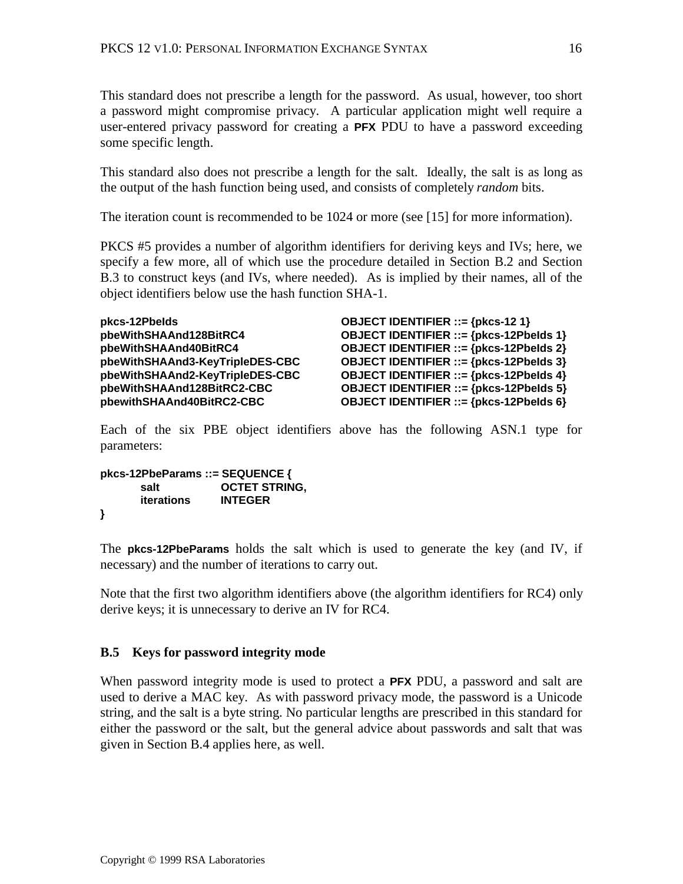This standard does not prescribe a length for the password. As usual, however, too short a password might compromise privacy. A particular application might well require a user-entered privacy password for creating a **PFX** PDU to have a password exceeding some specific length.

This standard also does not prescribe a length for the salt. Ideally, the salt is as long as the output of the hash function being used, and consists of completely *random* bits.

The iteration count is recommended to be 1024 or more (see [15] for more information).

PKCS #5 provides a number of algorithm identifiers for deriving keys and IVs; here, we specify a few more, all of which use the procedure detailed in Section B.2 and Section B.3 to construct keys (and IVs, where needed). As is implied by their names, all of the object identifiers below use the hash function SHA-1.

```
pkcs-12PbeIds                       OBJECT IDENTIFIER ::= {pkcs-12 1}
pbeWithSHAAnd128BitRC4              OBJECT IDENTIFIER ::= {pkcs-12PbeIds 1}
pbeWithSHAAnd40BitRC4               OBJECT IDENTIFIER ::= {pkcs-12PbeIds 2}
pbeWithSHAAnd3-KeyTripleDES-CBC     OBJECT IDENTIFIER ::= {pkcs-12PbeIds 3}
pbeWithSHAAnd2-KeyTripleDES-CBC     OBJECT IDENTIFIER ::= {pkcs-12PbeIds 4}
pbeWithSHAAnd128BitRC2-CBC          OBJECT IDENTIFIER ::= {pkcs-12PbeIds 5}
pbewithSHAAnd40BitRC2-CBC           OBJECT IDENTIFIER ::= {pkcs-12PbeIds 6}
```

Each of the six PBE object identifiers above has the following ASN.1 type for parameters:

```
pkcs-12PbeParams ::= SEQUENCE {
        salt            OCTET STRING,
        iterations      INTEGER
}
```

The **pkcs-12PbeParams** holds the salt which is used to generate the key (and IV, if necessary) and the number of iterations to carry out.

Note that the first two algorithm identifiers above (the algorithm identifiers for RC4) only derive keys; it is unnecessary to derive an IV for RC4.

## B.5 Keys for password integrity mode

When password integrity mode is used to protect a **PFX** PDU, a password and salt are used to derive a MAC key. As with password privacy mode, the password is a Unicode string, and the salt is a byte string. No particular lengths are prescribed in this standard for either the password or the salt, but the general advice about passwords and salt that was given in Section B.4 applies here, as well.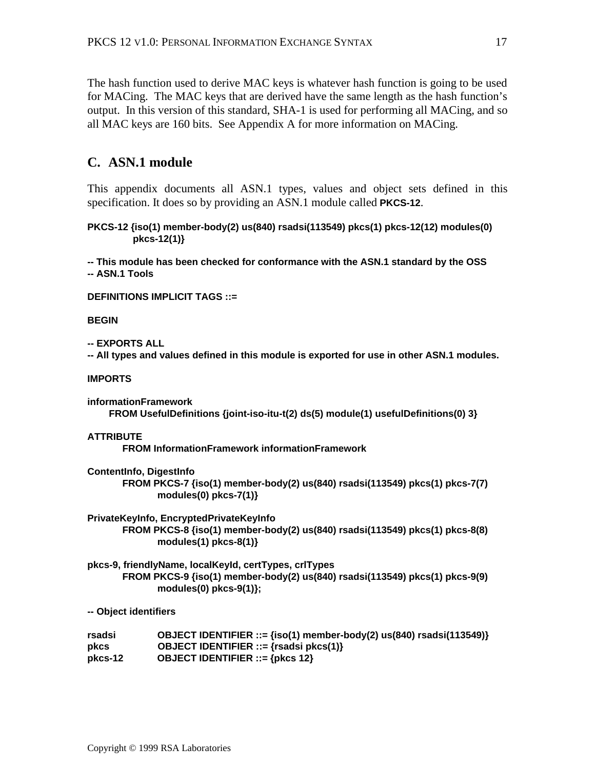The hash function used to derive MAC keys is whatever hash function is going to be used for MACing. The MAC keys that are derived have the same length as the hash function's output. In this version of this standard, SHA-1 is used for performing all MACing, and so all MAC keys are 160 bits. See Appendix A for more information on MACing.

## C. ASN.1 module

This appendix documents all ASN.1 types, values and object sets defined in this specification. It does so by providing an ASN.1 module called **PKCS-12**.

```
PKCS-12 {iso(1) member-body(2) us(840) rsadsi(113549) pkcs(1) pkcs-12(12) modules(0)
        pkcs-12(1)}

-- This module has been checked for conformance with the ASN.1 standard by the OSS
-- ASN.1 Tools

DEFINITIONS IMPLICIT TAGS ::=

BEGIN

-- EXPORTS ALL
-- All types and values defined in this module is exported for use in other ASN.1 modules.

IMPORTS

informationFramework
    FROM UsefulDefinitions {joint-iso-itu-t(2) ds(5) module(1) usefulDefinitions(0) 3}

ATTRIBUTE
        FROM InformationFramework informationFramework

ContentInfo, DigestInfo
        FROM PKCS-7 {iso(1) member-body(2) us(840) rsadsi(113549) pkcs(1) pkcs-7(7)
                modules(0) pkcs-7(1)}

PrivateKeyInfo, EncryptedPrivateKeyInfo
        FROM PKCS-8 {iso(1) member-body(2) us(840) rsadsi(113549) pkcs(1) pkcs-8(8)
                modules(1) pkcs-8(1)}

pkcs-9, friendlyName, localKeyId, certTypes, crlTypes
        FROM PKCS-9 {iso(1) member-body(2) us(840) rsadsi(113549) pkcs(1) pkcs-9(9)
                modules(0) pkcs-9(1)};

-- Object identifiers

rsadsi      OBJECT IDENTIFIER ::= {iso(1) member-body(2) us(840) rsadsi(113549)}
pkcs        OBJECT IDENTIFIER ::= {rsadsi pkcs(1)}
pkcs-12     OBJECT IDENTIFIER ::= {pkcs 12}
```

Copyright © 1999 RSA Laboratories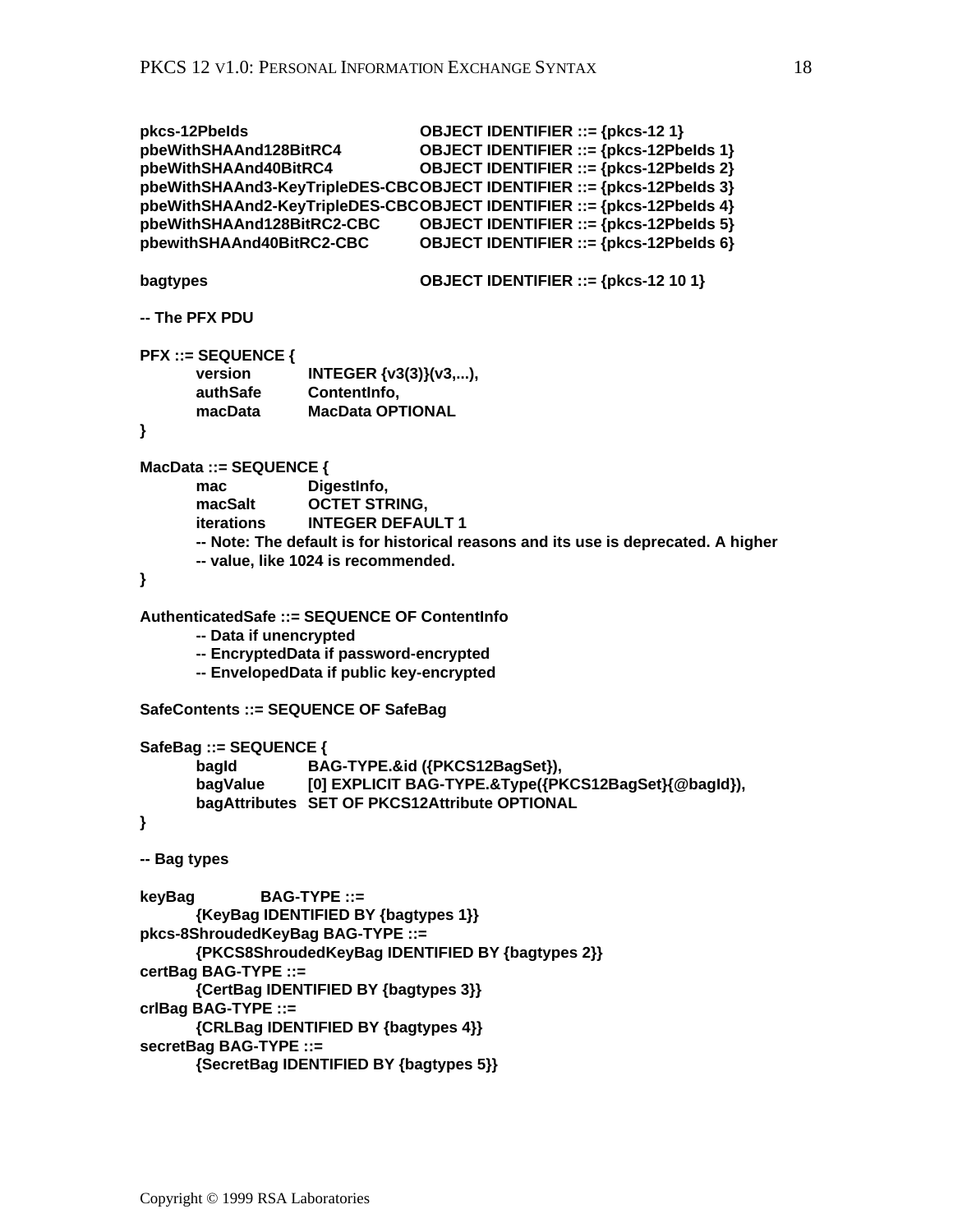```
pkcs-12PbeIds                     OBJECT IDENTIFIER ::= {pkcs-12 1}
pbeWithSHAAnd128BitRC4            OBJECT IDENTIFIER ::= {pkcs-12PbeIds 1}
pbeWithSHAAnd40BitRC4             OBJECT IDENTIFIER ::= {pkcs-12PbeIds 2}
pbeWithSHAAnd3-KeyTripleDES-CBC   OBJECT IDENTIFIER ::= {pkcs-12PbeIds 3}
pbeWithSHAAnd2-KeyTripleDES-CBC   OBJECT IDENTIFIER ::= {pkcs-12PbeIds 4}
pbeWithSHAAnd128BitRC2-CBC        OBJECT IDENTIFIER ::= {pkcs-12PbeIds 5}
pbewithSHAAnd40BitRC2-CBC         OBJECT IDENTIFIER ::= {pkcs-12PbeIds 6}

bagtypes                          OBJECT IDENTIFIER ::= {pkcs-12 10 1}

-- The PFX PDU

PFX ::= SEQUENCE {
        version         INTEGER {v3(3)}(v3,...),
        authSafe        ContentInfo,
        macData         MacData OPTIONAL
}

MacData ::= SEQUENCE {
        mac             DigestInfo,
        macSalt         OCTET STRING,
        iterations      INTEGER DEFAULT 1
        -- Note: The default is for historical reasons and its use is deprecated. A higher
        -- value, like 1024 is recommended.
}

AuthenticatedSafe ::= SEQUENCE OF ContentInfo
        -- Data if unencrypted
        -- EncryptedData if password-encrypted
        -- EnvelopedData if public key-encrypted

SafeContents ::= SEQUENCE OF SafeBag

SafeBag ::= SEQUENCE {
        bagId           BAG-TYPE.&id ({PKCS12BagSet}),
        bagValue        [0] EXPLICIT BAG-TYPE.&Type({PKCS12BagSet}{@bagId}),
        bagAttributes   SET OF PKCS12Attribute OPTIONAL
}

-- Bag types

keyBag          BAG-TYPE ::=
        {KeyBag IDENTIFIED BY {bagtypes 1}}
pkcs-8ShroudedKeyBag BAG-TYPE ::=
        {PKCS8ShroudedKeyBag IDENTIFIED BY {bagtypes 2}}
certBag BAG-TYPE ::=
        {CertBag IDENTIFIED BY {bagtypes 3}}
crlBag BAG-TYPE ::=
        {CRLBag IDENTIFIED BY {bagtypes 4}}
secretBag BAG-TYPE ::=
        {SecretBag IDENTIFIED BY {bagtypes 5}}
```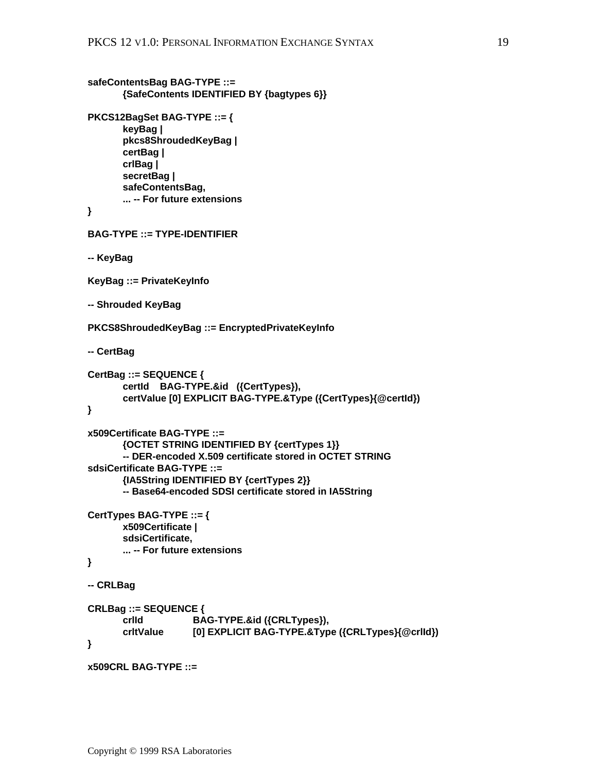```
safeContentsBag BAG-TYPE ::=
        {SafeContents IDENTIFIED BY {bagtypes 6}}

PKCS12BagSet BAG-TYPE ::= {
        keyBag |
        pkcs8ShroudedKeyBag |
        certBag |
        crlBag |
        secretBag |
        safeContentsBag,
        ... -- For future extensions
}

BAG-TYPE ::= TYPE-IDENTIFIER

-- KeyBag

KeyBag ::= PrivateKeyInfo

-- Shrouded KeyBag

PKCS8ShroudedKeyBag ::= EncryptedPrivateKeyInfo

-- CertBag

CertBag ::= SEQUENCE {
        certId    BAG-TYPE.&id   ({CertTypes}),
        certValue [0] EXPLICIT BAG-TYPE.&Type ({CertTypes}{@certId})
}

x509Certificate BAG-TYPE ::=
        {OCTET STRING IDENTIFIED BY {certTypes 1}}
        -- DER-encoded X.509 certificate stored in OCTET STRING
sdsiCertificate BAG-TYPE ::=
        {IA5String IDENTIFIED BY {certTypes 2}}
        -- Base64-encoded SDSI certificate stored in IA5String

CertTypes BAG-TYPE ::= {
        x509Certificate |
        sdsiCertificate,
        ... -- For future extensions
}

-- CRLBag

CRLBag ::= SEQUENCE {
        crlId           BAG-TYPE.&id ({CRLTypes}),
        crltValue       [0] EXPLICIT BAG-TYPE.&Type ({CRLTypes}{@crlId})
}

x509CRL BAG-TYPE ::=
```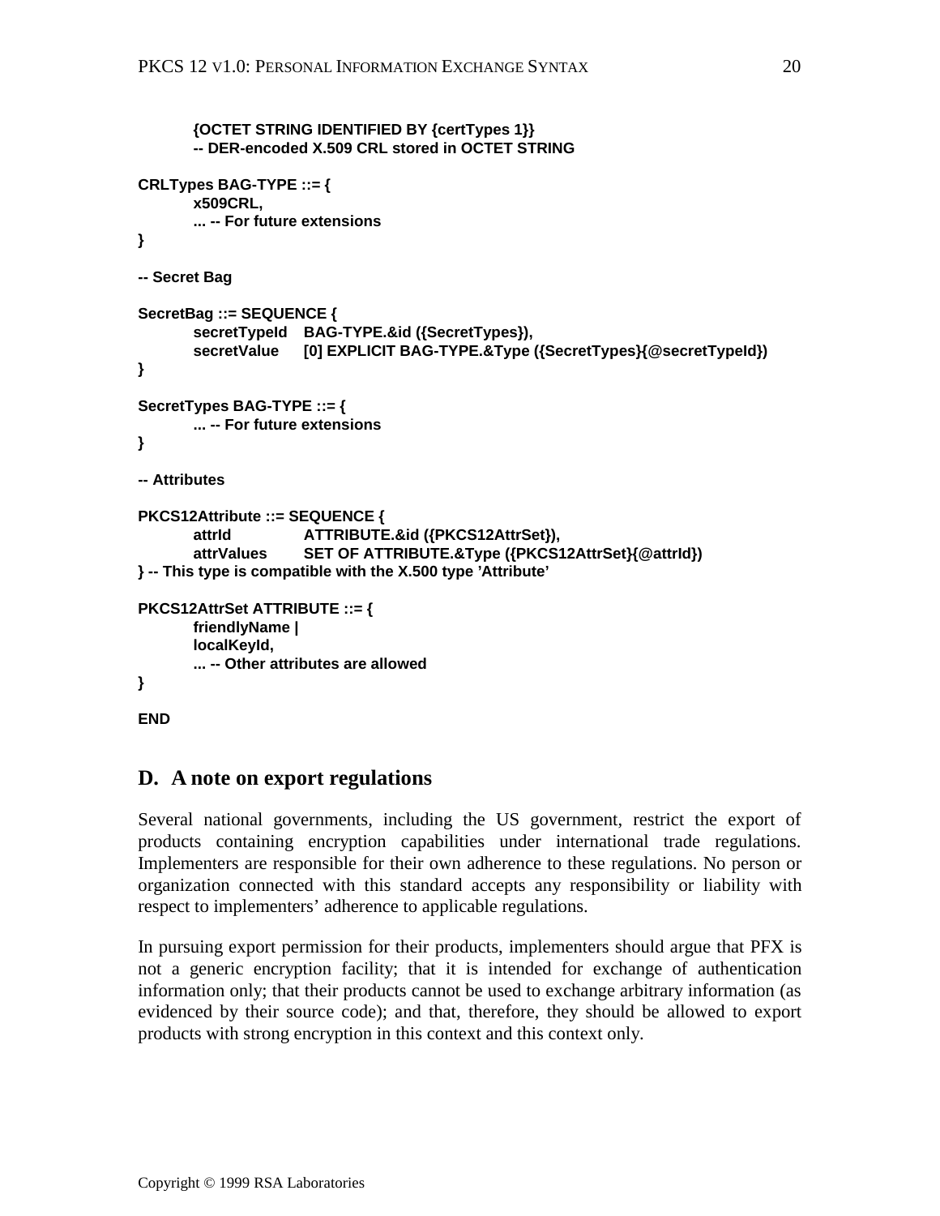```
        {OCTET STRING IDENTIFIED BY {certTypes 1}}
        -- DER-encoded X.509 CRL stored in OCTET STRING

CRLTypes BAG-TYPE ::= {
        x509CRL,
        ... -- For future extensions
}

-- Secret Bag

SecretBag ::= SEQUENCE {
        secretTypeId    BAG-TYPE.&id ({SecretTypes}),
        secretValue     [0] EXPLICIT BAG-TYPE.&Type ({SecretTypes}{@secretTypeId})
}

SecretTypes BAG-TYPE ::= {
        ... -- For future extensions
}

-- Attributes

PKCS12Attribute ::= SEQUENCE {
        attrId          ATTRIBUTE.&id ({PKCS12AttrSet}),
        attrValues      SET OF ATTRIBUTE.&Type ({PKCS12AttrSet}{@attrId})
} -- This type is compatible with the X.500 type 'Attribute'

PKCS12AttrSet ATTRIBUTE ::= {
        friendlyName |
        localKeyId,
        ... -- Other attributes are allowed
}

END
```

## D. A note on export regulations

Several national governments, including the US government, restrict the export of products containing encryption capabilities under international trade regulations. Implementers are responsible for their own adherence to these regulations. No person or organization connected with this standard accepts any responsibility or liability with respect to implementers' adherence to applicable regulations.

In pursuing export permission for their products, implementers should argue that PFX is not a generic encryption facility; that it is intended for exchange of authentication information only; that their products cannot be used to exchange arbitrary information (as evidenced by their source code); and that, therefore, they should be allowed to export products with strong encryption in this context and this context only.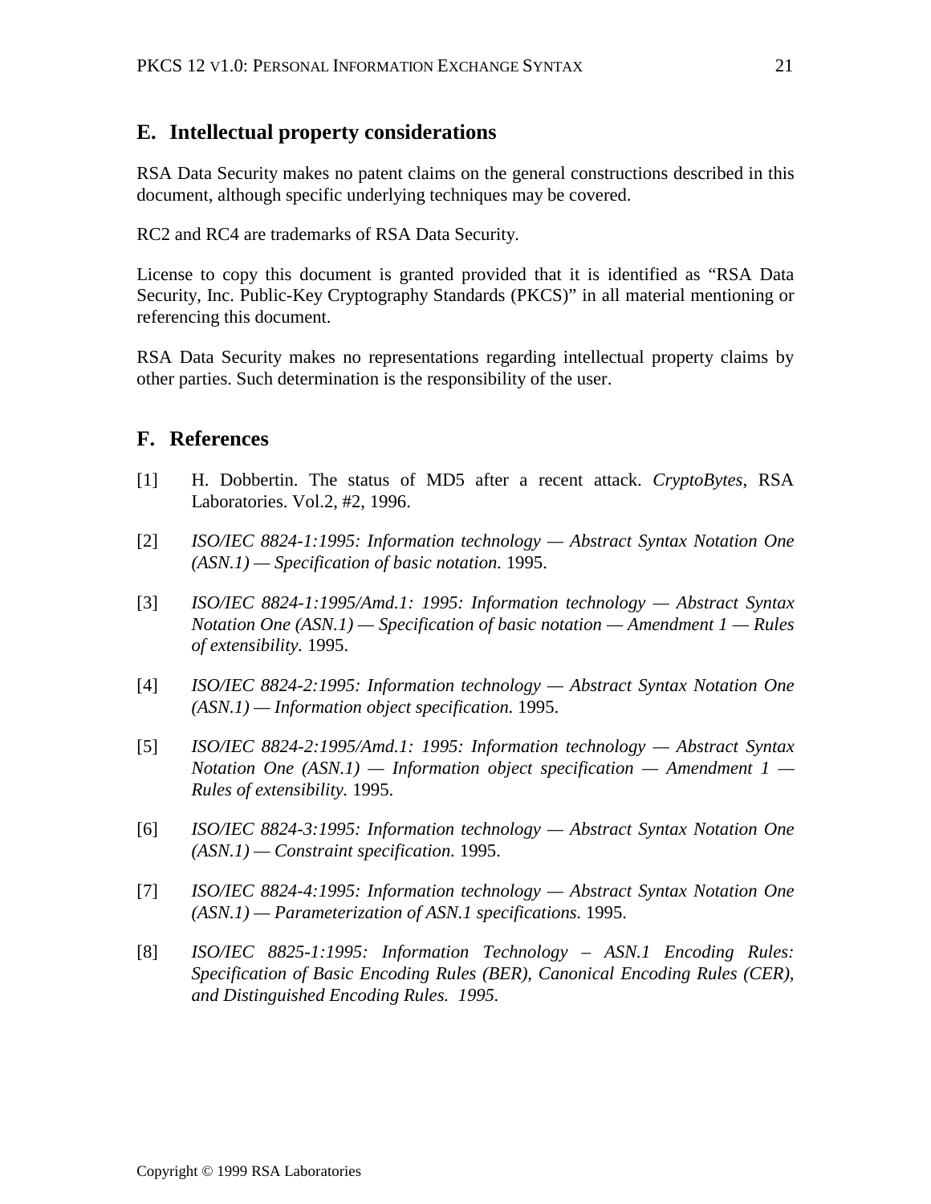## E. Intellectual property considerations

RSA Data Security makes no patent claims on the general constructions described in this document, although specific underlying techniques may be covered.

RC2 and RC4 are trademarks of RSA Data Security.

License to copy this document is granted provided that it is identified as "RSA Data Security, Inc. Public-Key Cryptography Standards (PKCS)" in all material mentioning or referencing this document.

RSA Data Security makes no representations regarding intellectual property claims by other parties. Such determination is the responsibility of the user.

## F. References

[1] H. Dobbertin. The status of MD5 after a recent attack. *CryptoBytes*, RSA Laboratories. Vol.2, #2, 1996.

[2] *ISO/IEC 8824-1:1995: Information technology — Abstract Syntax Notation One (ASN.1) — Specification of basic notation.* 1995.

[3] *ISO/IEC 8824-1:1995/Amd.1: 1995: Information technology — Abstract Syntax Notation One (ASN.1) — Specification of basic notation — Amendment 1 — Rules of extensibility.* 1995.

[4] *ISO/IEC 8824-2:1995: Information technology — Abstract Syntax Notation One (ASN.1) — Information object specification.* 1995.

[5] *ISO/IEC 8824-2:1995/Amd.1: 1995: Information technology — Abstract Syntax Notation One (ASN.1) — Information object specification — Amendment 1 — Rules of extensibility.* 1995.

[6] *ISO/IEC 8824-3:1995: Information technology — Abstract Syntax Notation One (ASN.1) — Constraint specification.* 1995.

[7] *ISO/IEC 8824-4:1995: Information technology — Abstract Syntax Notation One (ASN.1) — Parameterization of ASN.1 specifications.* 1995.

[8] *ISO/IEC 8825-1:1995: Information Technology – ASN.1 Encoding Rules: Specification of Basic Encoding Rules (BER), Canonical Encoding Rules (CER), and Distinguished Encoding Rules. 1995.*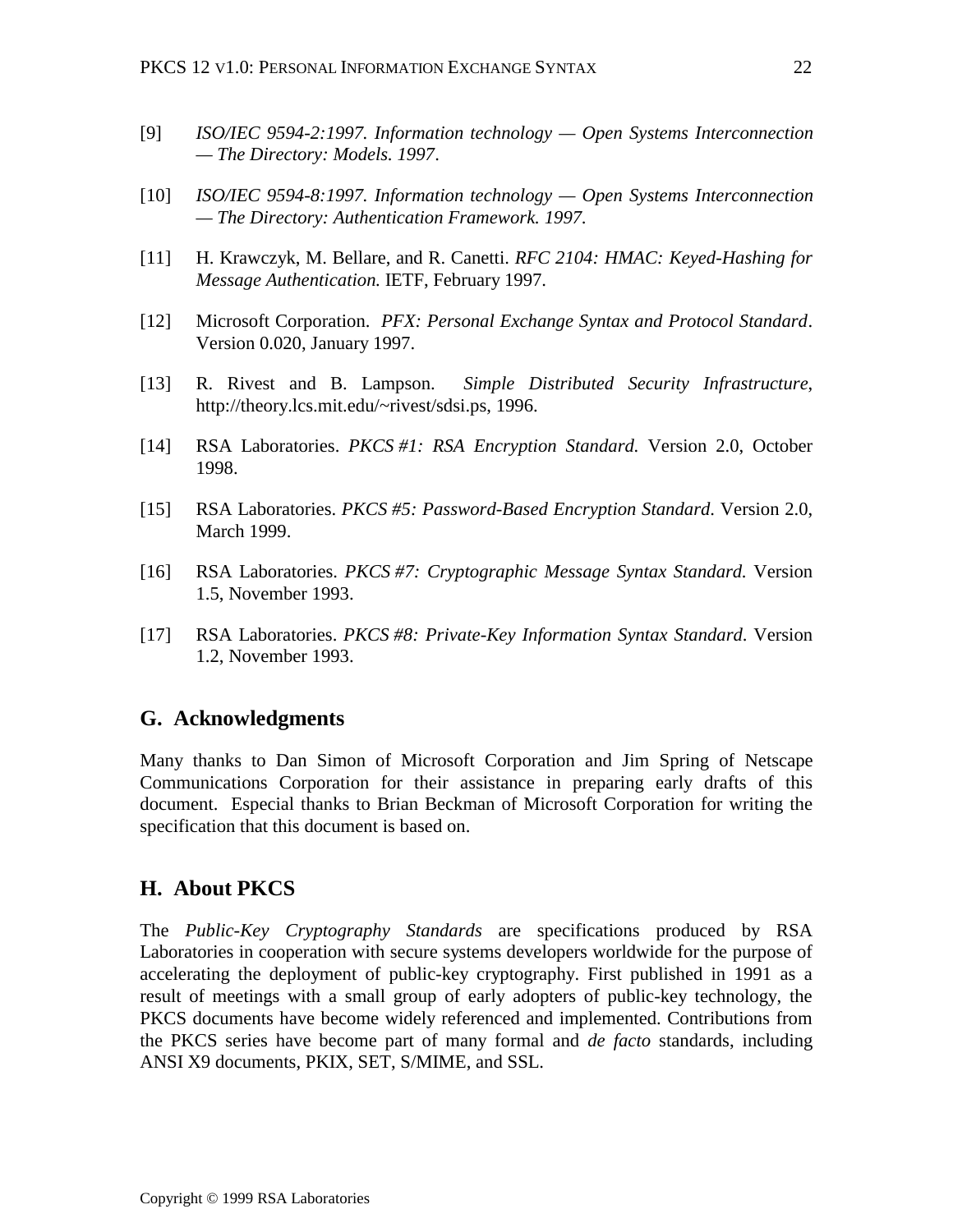[9] *ISO/IEC 9594-2:1997. Information technology — Open Systems Interconnection — The Directory: Models. 1997*.

[10] *ISO/IEC 9594-8:1997. Information technology — Open Systems Interconnection — The Directory: Authentication Framework. 1997.*

[11] H. Krawczyk, M. Bellare, and R. Canetti. *RFC 2104: HMAC: Keyed-Hashing for Message Authentication.* IETF, February 1997.

[12] Microsoft Corporation. *PFX: Personal Exchange Syntax and Protocol Standard*. Version 0.020, January 1997.

[13] R. Rivest and B. Lampson. *Simple Distributed Security Infrastructure*, http://theory.lcs.mit.edu/~rivest/sdsi.ps, 1996.

[14] RSA Laboratories. *PKCS #1: RSA Encryption Standard.* Version 2.0, October 1998.

[15] RSA Laboratories. *PKCS #5: Password-Based Encryption Standard*. Version 2.0, March 1999.

[16] RSA Laboratories. *PKCS #7: Cryptographic Message Syntax Standard.* Version 1.5, November 1993.

[17] RSA Laboratories. *PKCS #8: Private-Key Information Syntax Standard*. Version 1.2, November 1993.

## G. Acknowledgments

Many thanks to Dan Simon of Microsoft Corporation and Jim Spring of Netscape Communications Corporation for their assistance in preparing early drafts of this document. Especial thanks to Brian Beckman of Microsoft Corporation for writing the specification that this document is based on.

## H. About PKCS

The *Public-Key Cryptography Standards* are specifications produced by RSA Laboratories in cooperation with secure systems developers worldwide for the purpose of accelerating the deployment of public-key cryptography. First published in 1991 as a result of meetings with a small group of early adopters of public-key technology, the PKCS documents have become widely referenced and implemented. Contributions from the PKCS series have become part of many formal and *de facto* standards, including ANSI X9 documents, PKIX, SET, S/MIME, and SSL.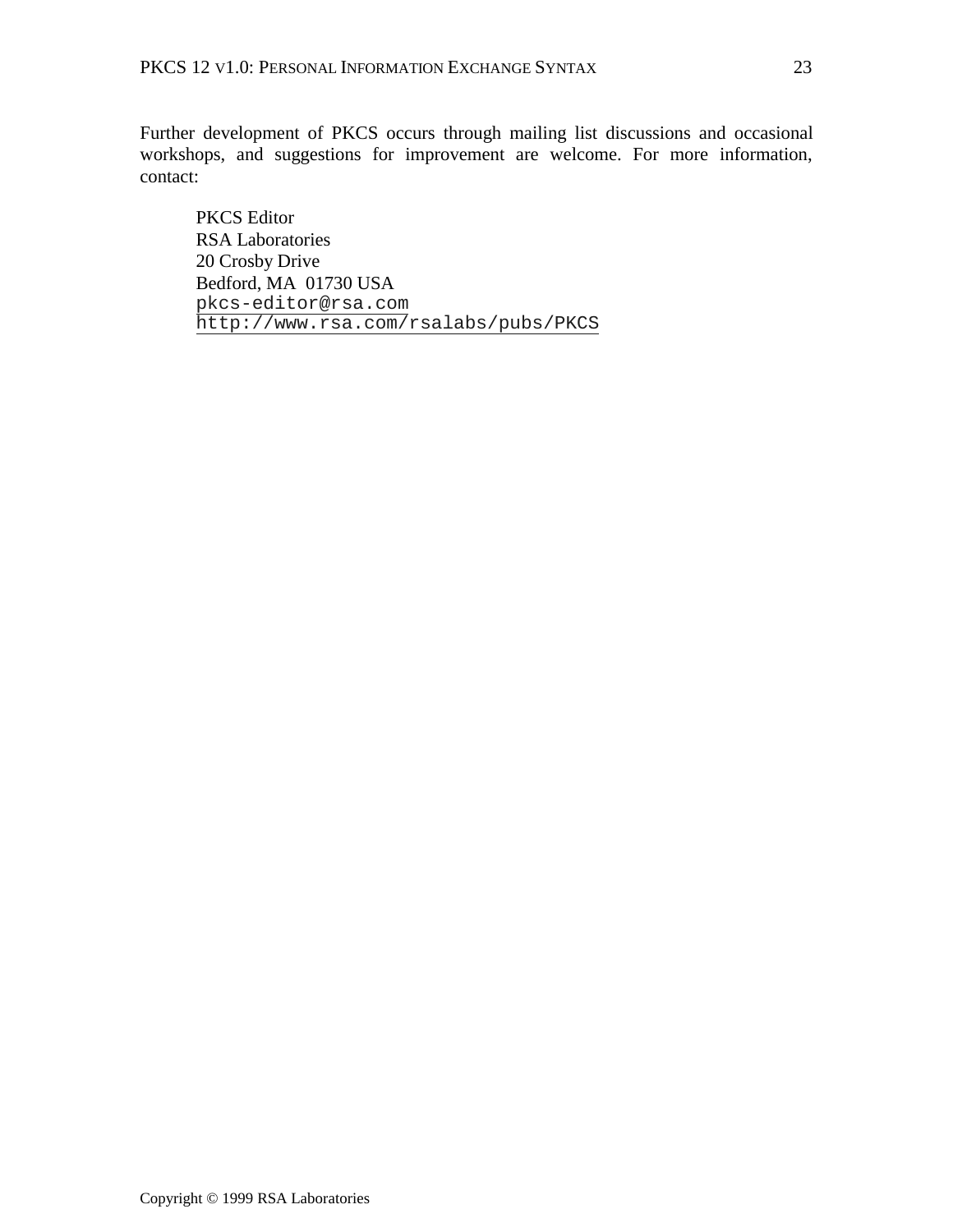Further development of PKCS occurs through mailing list discussions and occasional workshops, and suggestions for improvement are welcome. For more information, contact:

PKCS Editor
RSA Laboratories
20 Crosby Drive
Bedford, MA 01730 USA
`pkcs-editor@rsa.com`
`http://www.rsa.com/rsalabs/pubs/PKCS`